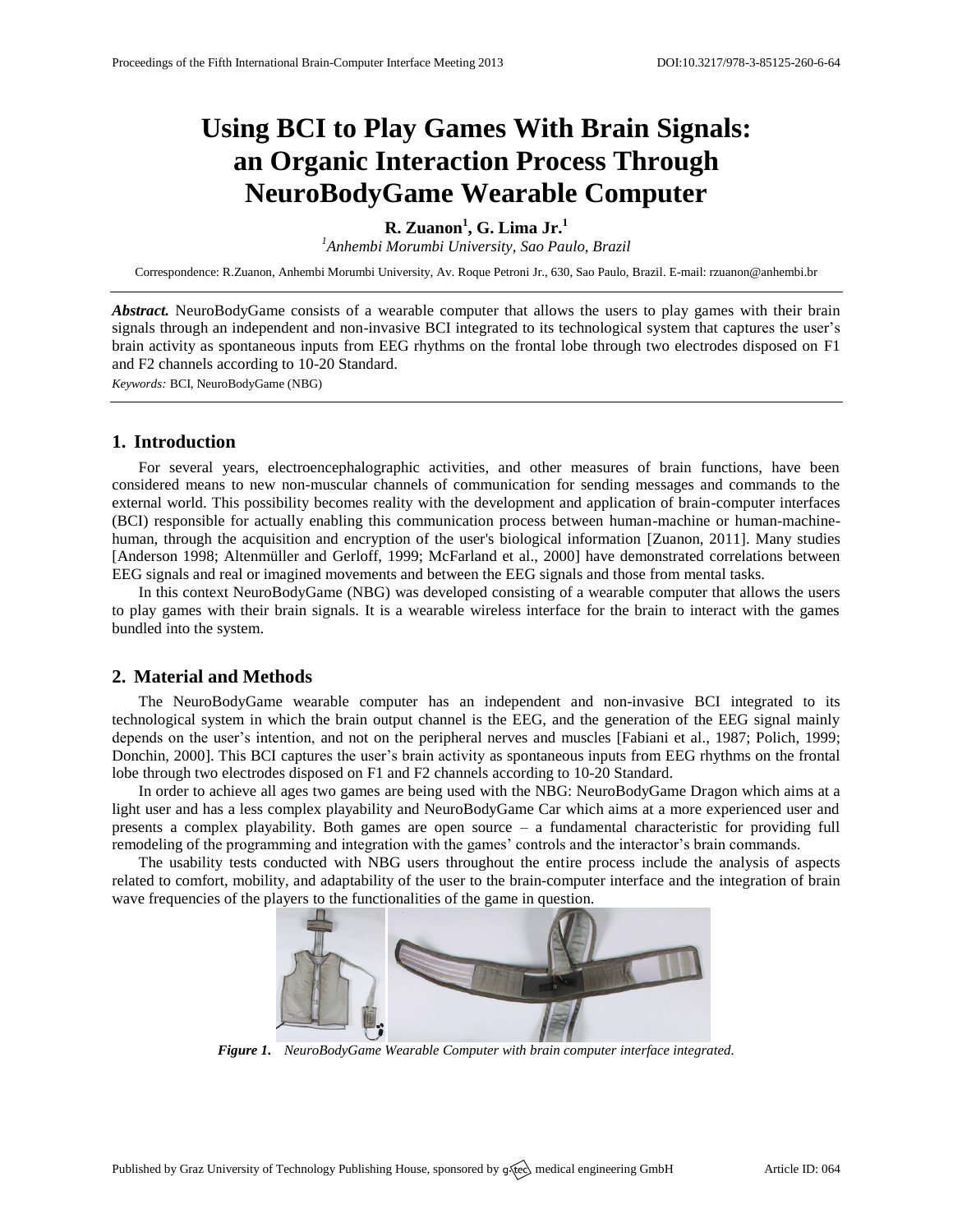# Using BCI to Play Games With Brain Signals: an Organic Interaction Process Through NeuroBodyGame Wearable Computer

**R. Zuanon[1], G. Lima Jr.[1]**

[1]*Anhembi Morumbi University, Sao Paulo, Brazil*

Correspondence: R.Zuanon, Anhembi Morumbi University, Av. Roque Petroni Jr., 630, Sao Paulo, Brazil. E-mail: rzuanon@anhembi.br

***Abstract.*** NeuroBodyGame consists of a wearable computer that allows the users to play games with their brain signals through an independent and non-invasive BCI integrated to its technological system that captures the user's brain activity as spontaneous inputs from EEG rhythms on the frontal lobe through two electrodes disposed on F1 and F2 channels according to 10-20 Standard.

*Keywords:* BCI, NeuroBodyGame (NBG)

## 1. Introduction

For several years, electroencephalographic activities, and other measures of brain functions, have been considered means to new non-muscular channels of communication for sending messages and commands to the external world. This possibility becomes reality with the development and application of brain-computer interfaces (BCI) responsible for actually enabling this communication process between human-machine or human-machine-human, through the acquisition and encryption of the user's biological information [Zuanon, 2011]. Many studies [Anderson 1998; Altenmüller and Gerloff, 1999; McFarland et al., 2000] have demonstrated correlations between EEG signals and real or imagined movements and between the EEG signals and those from mental tasks.

In this context NeuroBodyGame (NBG) was developed consisting of a wearable computer that allows the users to play games with their brain signals. It is a wearable wireless interface for the brain to interact with the games bundled into the system.

## 2. Material and Methods

The NeuroBodyGame wearable computer has an independent and non-invasive BCI integrated to its technological system in which the brain output channel is the EEG, and the generation of the EEG signal mainly depends on the user's intention, and not on the peripheral nerves and muscles [Fabiani et al., 1987; Polich, 1999; Donchin, 2000]. This BCI captures the user's brain activity as spontaneous inputs from EEG rhythms on the frontal lobe through two electrodes disposed on F1 and F2 channels according to 10-20 Standard.

In order to achieve all ages two games are being used with the NBG: NeuroBodyGame Dragon which aims at a light user and has a less complex playability and NeuroBodyGame Car which aims at a more experienced user and presents a complex playability. Both games are open source – a fundamental characteristic for providing full remodeling of the programming and integration with the games' controls and the interactor's brain commands.

The usability tests conducted with NBG users throughout the entire process include the analysis of aspects related to comfort, mobility, and adaptability of the user to the brain-computer interface and the integration of brain wave frequencies of the players to the functionalities of the game in question.

***Figure 1.*** *NeuroBodyGame Wearable Computer with brain computer interface integrated.*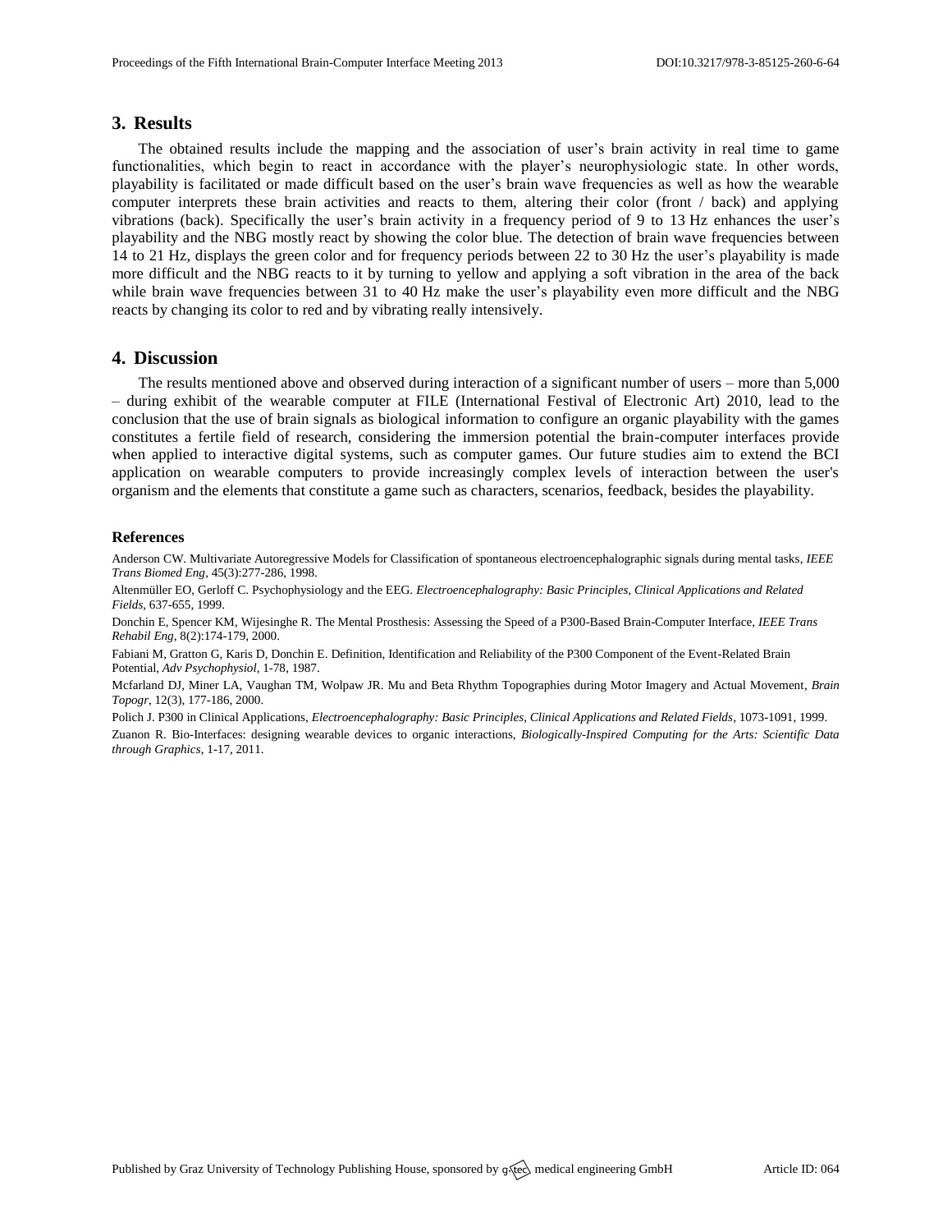## 3. Results

The obtained results include the mapping and the association of user's brain activity in real time to game functionalities, which begin to react in accordance with the player's neurophysiologic state. In other words, playability is facilitated or made difficult based on the user's brain wave frequencies as well as how the wearable computer interprets these brain activities and reacts to them, altering their color (front / back) and applying vibrations (back). Specifically the user's brain activity in a frequency period of 9 to 13 Hz enhances the user's playability and the NBG mostly react by showing the color blue. The detection of brain wave frequencies between 14 to 21 Hz, displays the green color and for frequency periods between 22 to 30 Hz the user's playability is made more difficult and the NBG reacts to it by turning to yellow and applying a soft vibration in the area of the back while brain wave frequencies between 31 to 40 Hz make the user's playability even more difficult and the NBG reacts by changing its color to red and by vibrating really intensively.

## 4. Discussion

The results mentioned above and observed during interaction of a significant number of users – more than 5,000 – during exhibit of the wearable computer at FILE (International Festival of Electronic Art) 2010, lead to the conclusion that the use of brain signals as biological information to configure an organic playability with the games constitutes a fertile field of research, considering the immersion potential the brain-computer interfaces provide when applied to interactive digital systems, such as computer games. Our future studies aim to extend the BCI application on wearable computers to provide increasingly complex levels of interaction between the user's organism and the elements that constitute a game such as characters, scenarios, feedback, besides the playability.

### References

Anderson CW. Multivariate Autoregressive Models for Classification of spontaneous electroencephalographic signals during mental tasks, *IEEE Trans Biomed Eng*, 45(3):277-286, 1998.

Altenmüller EO, Gerloff C. Psychophysiology and the EEG. *Electroencephalography: Basic Principles, Clinical Applications and Related Fields*, 637-655, 1999.

Donchin E, Spencer KM, Wijesinghe R. The Mental Prosthesis: Assessing the Speed of a P300-Based Brain-Computer Interface, *IEEE Trans Rehabil Eng*, 8(2):174-179, 2000.

Fabiani M, Gratton G, Karis D, Donchin E. Definition, Identification and Reliability of the P300 Component of the Event-Related Brain Potential, *Adv Psychophysiol*, 1-78, 1987.

Mcfarland DJ, Miner LA, Vaughan TM, Wolpaw JR. Mu and Beta Rhythm Topographies during Motor Imagery and Actual Movement, *Brain Topogr*, 12(3), 177-186, 2000.

Polich J. P300 in Clinical Applications, *Electroencephalography: Basic Principles, Clinical Applications and Related Fields*, 1073-1091, 1999.

Zuanon R. Bio-Interfaces: designing wearable devices to organic interactions, *Biologically-Inspired Computing for the Arts: Scientific Data through Graphics*, 1-17, 2011.